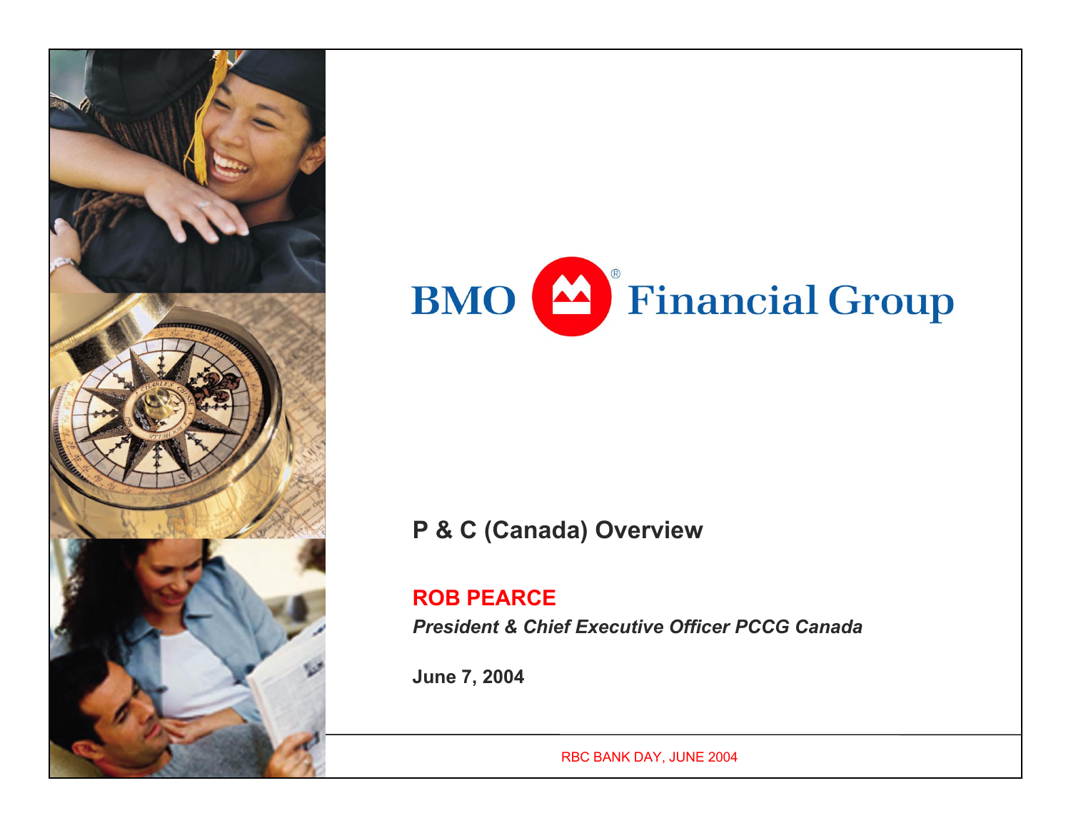BMO Financial Group

# P & C (Canada) Overview

**ROB PEARCE**

***President & Chief Executive Officer PCCG Canada***

**June 7, 2004**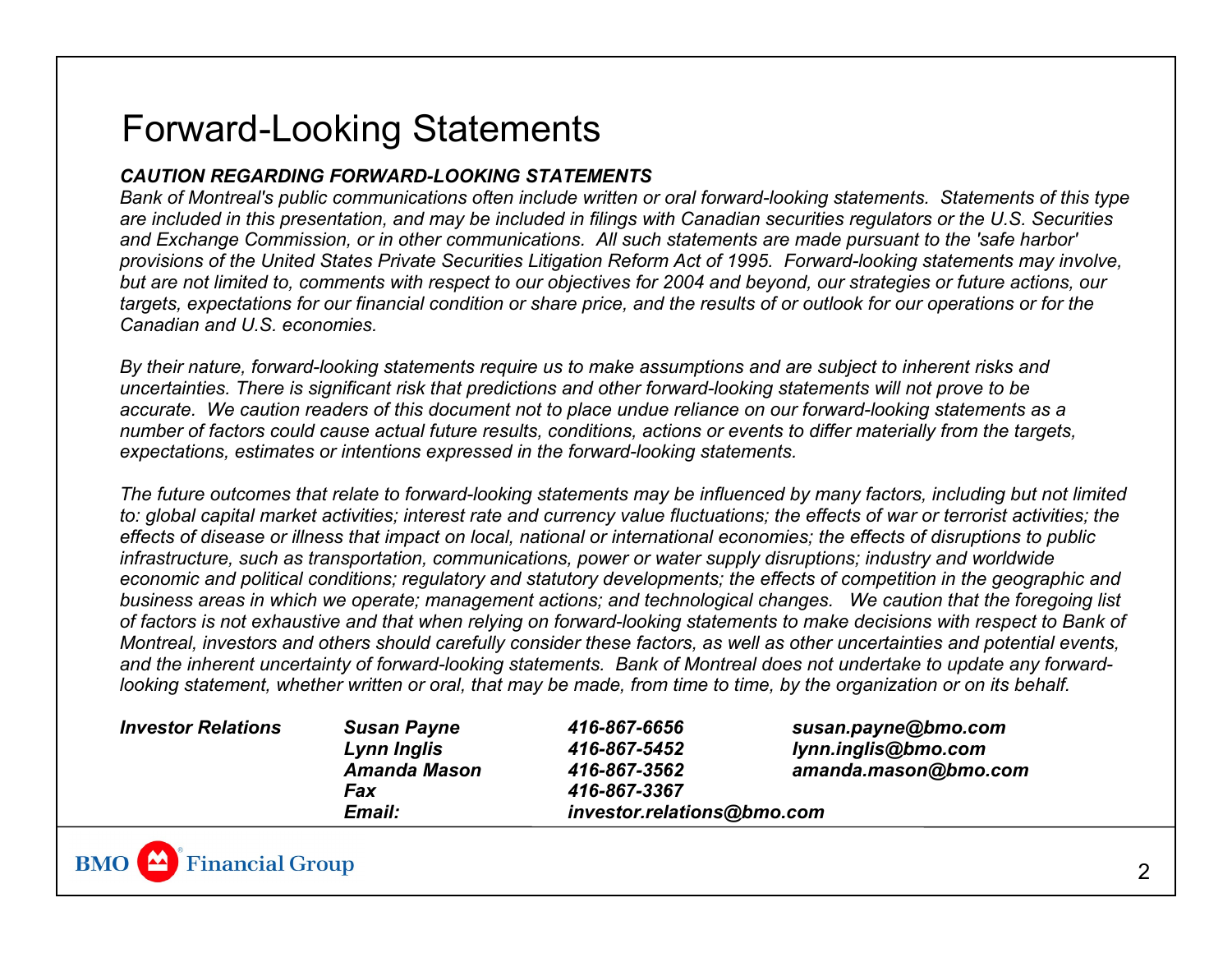# Forward-Looking Statements

***CAUTION REGARDING FORWARD-LOOKING STATEMENTS***

*Bank of Montreal's public communications often include written or oral forward-looking statements. Statements of this type are included in this presentation, and may be included in filings with Canadian securities regulators or the U.S. Securities and Exchange Commission, or in other communications. All such statements are made pursuant to the 'safe harbor' provisions of the United States Private Securities Litigation Reform Act of 1995. Forward-looking statements may involve, but are not limited to, comments with respect to our objectives for 2004 and beyond, our strategies or future actions, our targets, expectations for our financial condition or share price, and the results of or outlook for our operations or for the Canadian and U.S. economies.*

*By their nature, forward-looking statements require us to make assumptions and are subject to inherent risks and uncertainties. There is significant risk that predictions and other forward-looking statements will not prove to be accurate. We caution readers of this document not to place undue reliance on our forward-looking statements as a number of factors could cause actual future results, conditions, actions or events to differ materially from the targets, expectations, estimates or intentions expressed in the forward-looking statements.*

*The future outcomes that relate to forward-looking statements may be influenced by many factors, including but not limited to: global capital market activities; interest rate and currency value fluctuations; the effects of war or terrorist activities; the effects of disease or illness that impact on local, national or international economies; the effects of disruptions to public infrastructure, such as transportation, communications, power or water supply disruptions; industry and worldwide economic and political conditions; regulatory and statutory developments; the effects of competition in the geographic and business areas in which we operate; management actions; and technological changes. We caution that the foregoing list of factors is not exhaustive and that when relying on forward-looking statements to make decisions with respect to Bank of Montreal, investors and others should carefully consider these factors, as well as other uncertainties and potential events, and the inherent uncertainty of forward-looking statements. Bank of Montreal does not undertake to update any forward-looking statement, whether written or oral, that may be made, from time to time, by the organization or on its behalf.*

| ***Investor Relations*** | ***Susan Payne*** | ***416-867-6656*** | ***susan.payne@bmo.com*** |
|---|---|---|---|
| | ***Lynn Inglis*** | ***416-867-5452*** | ***lynn.inglis@bmo.com*** |
| | ***Amanda Mason*** | ***416-867-3562*** | ***amanda.mason@bmo.com*** |
| | ***Fax*** | ***416-867-3367*** | |
| | ***Email:*** | ***investor.relations@bmo.com*** | |

BMO Financial Group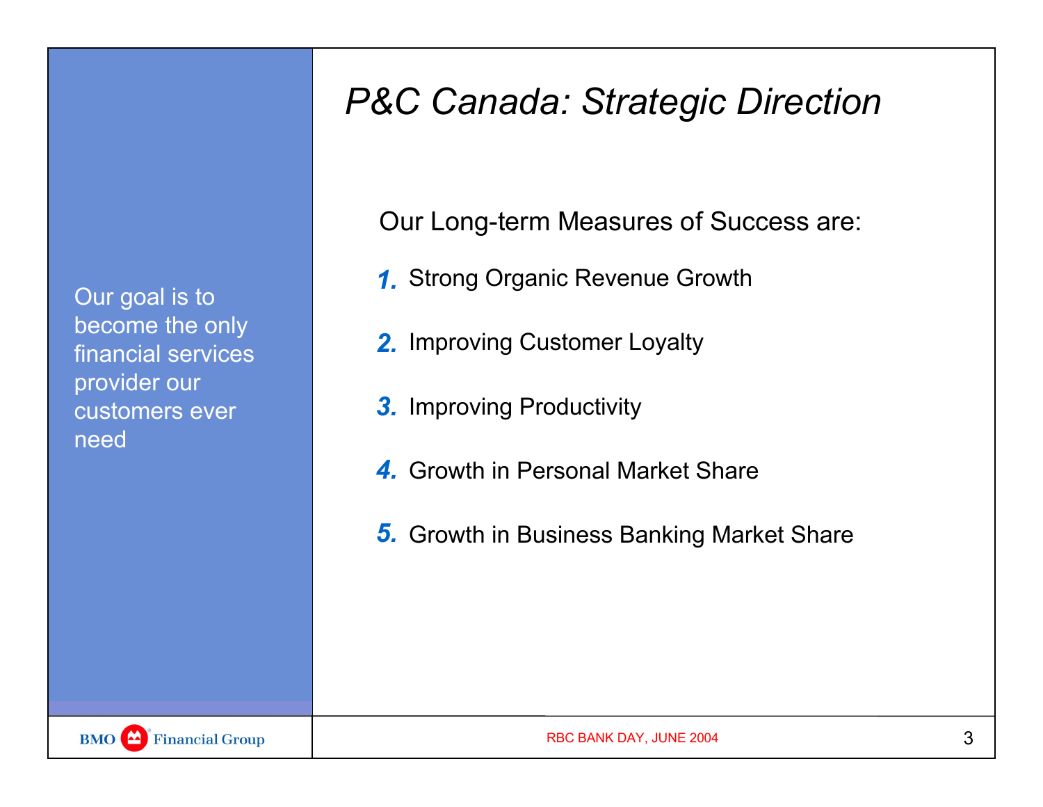# P&C Canada: Strategic Direction

Our goal is to become the only financial services provider our customers ever need

Our Long-term Measures of Success are:

1. Strong Organic Revenue Growth
2. Improving Customer Loyalty
3. Improving Productivity
4. Growth in Personal Market Share
5. Growth in Business Banking Market Share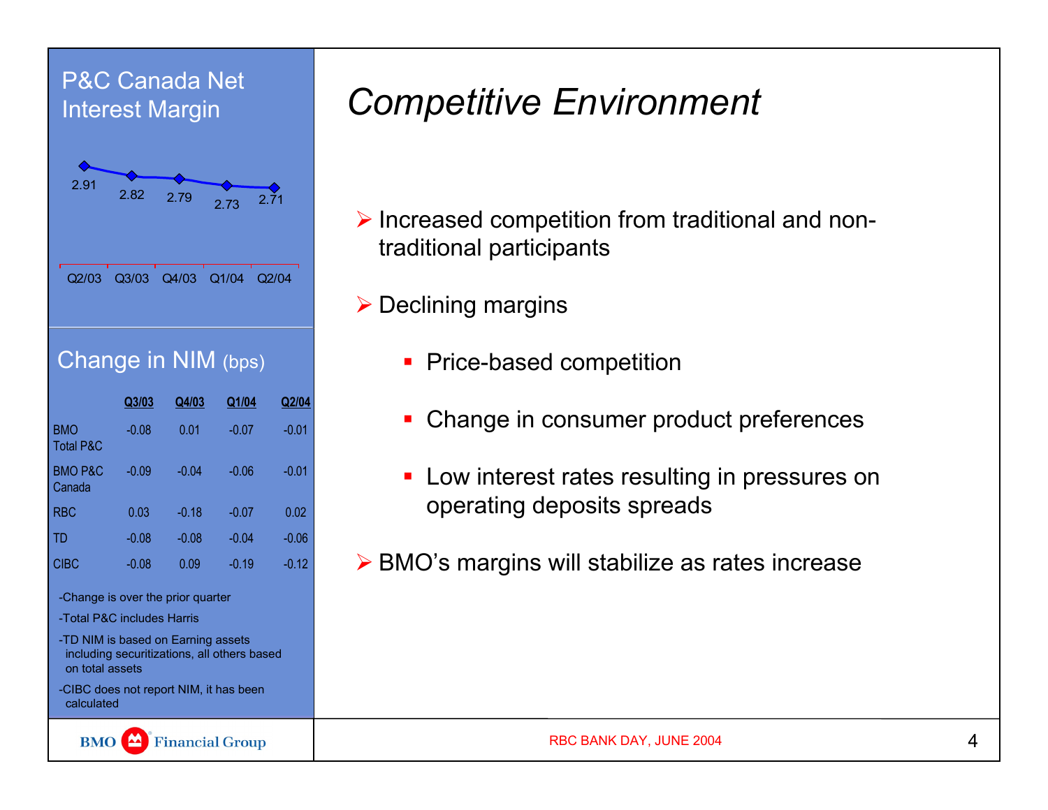# Competitive Environment

- Increased competition from traditional and non-traditional participants
- Declining margins
  - Price-based competition
  - Change in consumer product preferences
  - Low interest rates resulting in pressures on operating deposits spreads
- BMO's margins will stabilize as rates increase

## P&C Canada Net Interest Margin

| Q2/03 | Q3/03 | Q4/03 | Q1/04 | Q2/04 |
|---|---|---|---|---|
| 2.91 | 2.82 | 2.79 | 2.73 | 2.71 |

## Change in NIM (bps)

| | Q3/03 | Q4/03 | Q1/04 | Q2/04 |
|---|---|---|---|---|
| BMO Total P&C | -0.08 | 0.01 | -0.07 | -0.01 |
| BMO P&C Canada | -0.09 | -0.04 | -0.06 | -0.01 |
| RBC | 0.03 | -0.18 | -0.07 | 0.02 |
| TD | -0.08 | -0.08 | -0.04 | -0.06 |
| CIBC | -0.08 | 0.09 | -0.19 | -0.12 |

-Change is over the prior quarter

-Total P&C includes Harris

-TD NIM is based on Earning assets including securitizations, all others based on total assets

-CIBC does not report NIM, it has been calculated

RBC BANK DAY, JUNE 2004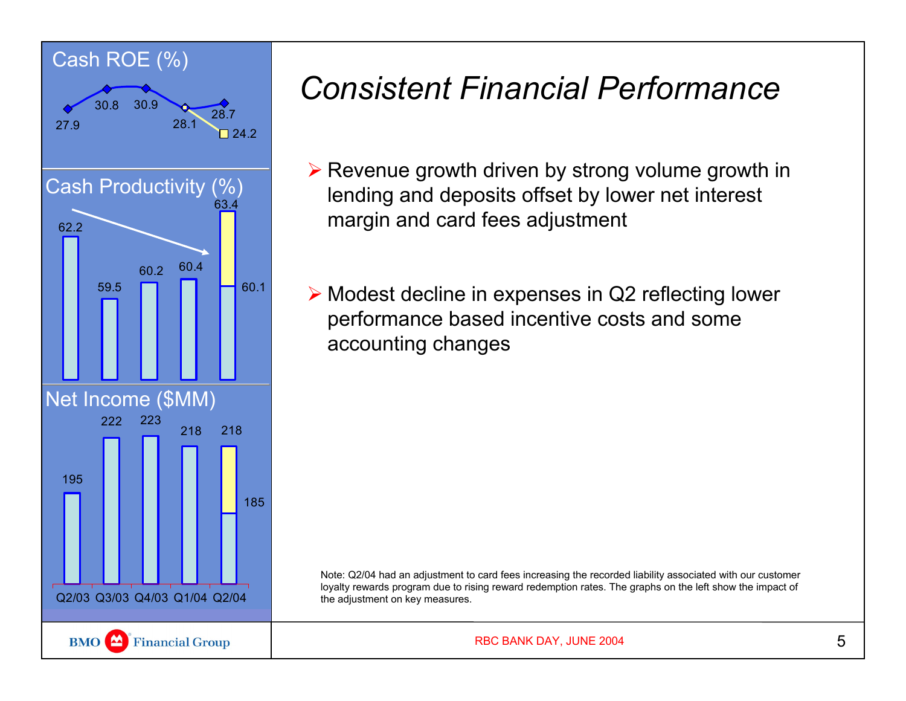# Consistent Financial Performance

- Revenue growth driven by strong volume growth in lending and deposits offset by lower net interest margin and card fees adjustment
- Modest decline in expenses in Q2 reflecting lower performance based incentive costs and some accounting changes

**Cash ROE (%)**

| | Q2/03 | Q3/03 | Q4/03 | Q1/04 | Q2/04 |
|---|---|---|---|---|---|
| Cash ROE (%) | 27.9 | 30.8 | 30.9 | 28.1 | 28.7 (24.2) |

**Cash Productivity (%)**

| | Q2/03 | Q3/03 | Q4/03 | Q1/04 | Q2/04 |
|---|---|---|---|---|---|
| Cash Productivity (%) | 62.2 | 59.5 | 60.2 | 60.4 | 60.1 (63.4) |

**Net Income ($MM)**

| | Q2/03 | Q3/03 | Q4/03 | Q1/04 | Q2/04 |
|---|---|---|---|---|---|
| Net Income ($MM) | 195 | 222 | 223 | 218 | 218 (185) |

Note: Q2/04 had an adjustment to card fees increasing the recorded liability associated with our customer loyalty rewards program due to rising reward redemption rates. The graphs on the left show the impact of the adjustment on key measures.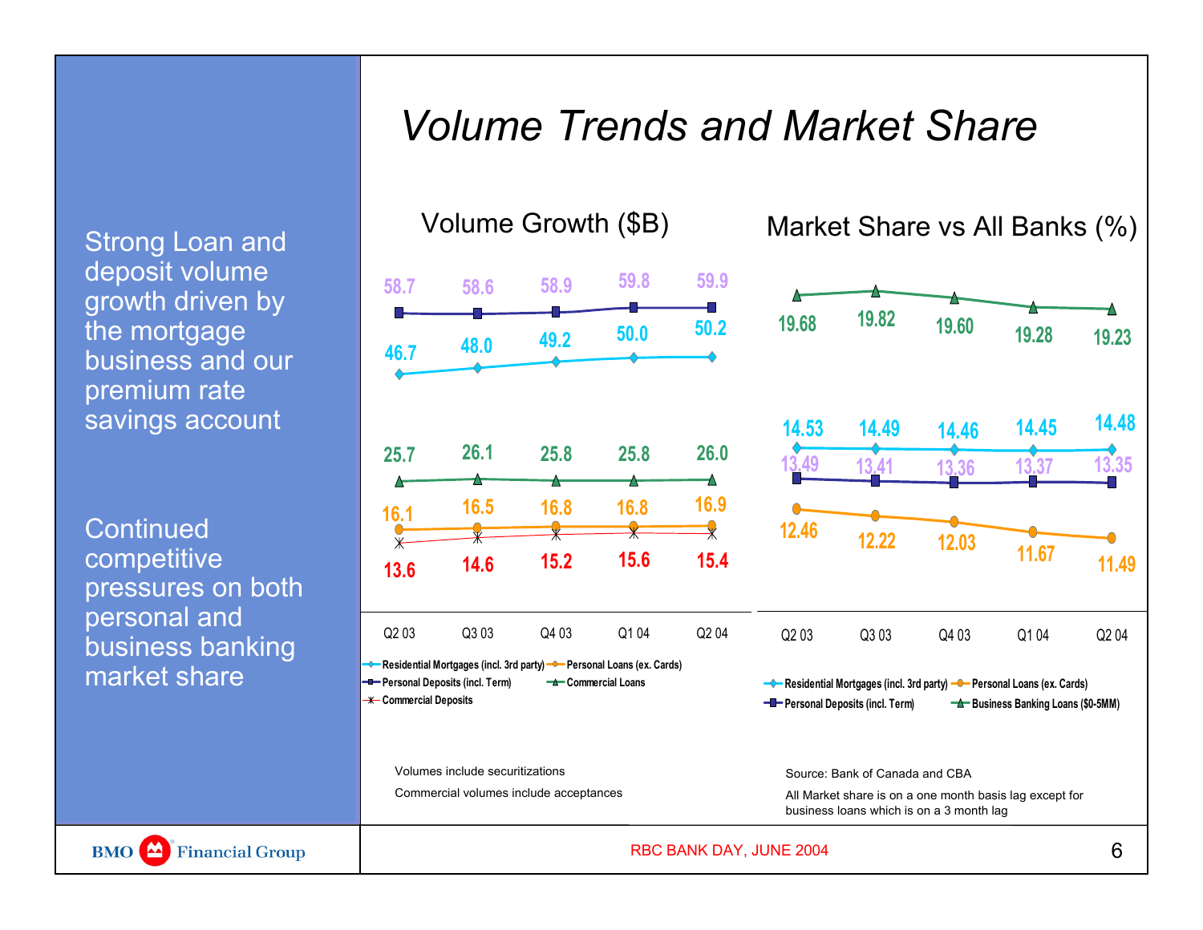# Volume Trends and Market Share

Strong Loan and deposit volume growth driven by the mortgage business and our premium rate savings account

Continued competitive pressures on both personal and business banking market share

## Volume Growth ($B)

| | Q2 03 | Q3 03 | Q4 03 | Q1 04 | Q2 04 |
|---|---|---|---|---|---|
| Personal Deposits (incl. Term) | 58.7 | 58.6 | 58.9 | 59.8 | 59.9 |
| Residential Mortgages (incl. 3rd party) | 46.7 | 48.0 | 49.2 | 50.0 | 50.2 |
| Commercial Loans | 25.7 | 26.1 | 25.8 | 25.8 | 26.0 |
| Personal Loans (ex. Cards) | 16.1 | 16.5 | 16.8 | 16.8 | 16.9 |
| Commercial Deposits | 13.6 | 14.6 | 15.2 | 15.6 | 15.4 |

Volumes include securitizations

Commercial volumes include acceptances

## Market Share vs All Banks (%)

| | Q2 03 | Q3 03 | Q4 03 | Q1 04 | Q2 04 |
|---|---|---|---|---|---|
| Business Banking Loans ($0-5MM) | 19.68 | 19.82 | 19.60 | 19.28 | 19.23 |
| Residential Mortgages (incl. 3rd party) | 14.53 | 14.49 | 14.46 | 14.45 | 14.48 |
| Personal Deposits (incl. Term) | 13.49 | 13.41 | 13.36 | 13.37 | 13.35 |
| Personal Loans (ex. Cards) | 12.46 | 12.22 | 12.03 | 11.67 | 11.49 |

Source: Bank of Canada and CBA

All Market share is on a one month basis lag except for business loans which is on a 3 month lag

RBC BANK DAY, JUNE 2004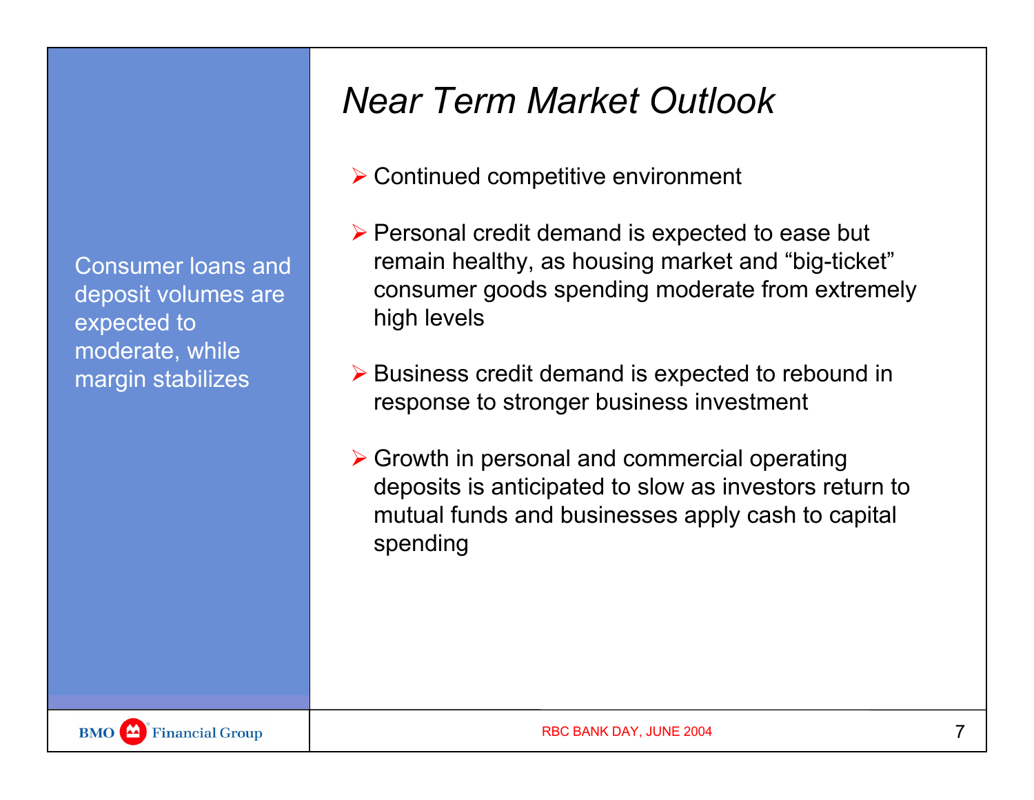# *Near Term Market Outlook*

Consumer loans and deposit volumes are expected to moderate, while margin stabilizes

- Continued competitive environment
- Personal credit demand is expected to ease but remain healthy, as housing market and "big-ticket" consumer goods spending moderate from extremely high levels
- Business credit demand is expected to rebound in response to stronger business investment
- Growth in personal and commercial operating deposits is anticipated to slow as investors return to mutual funds and businesses apply cash to capital spending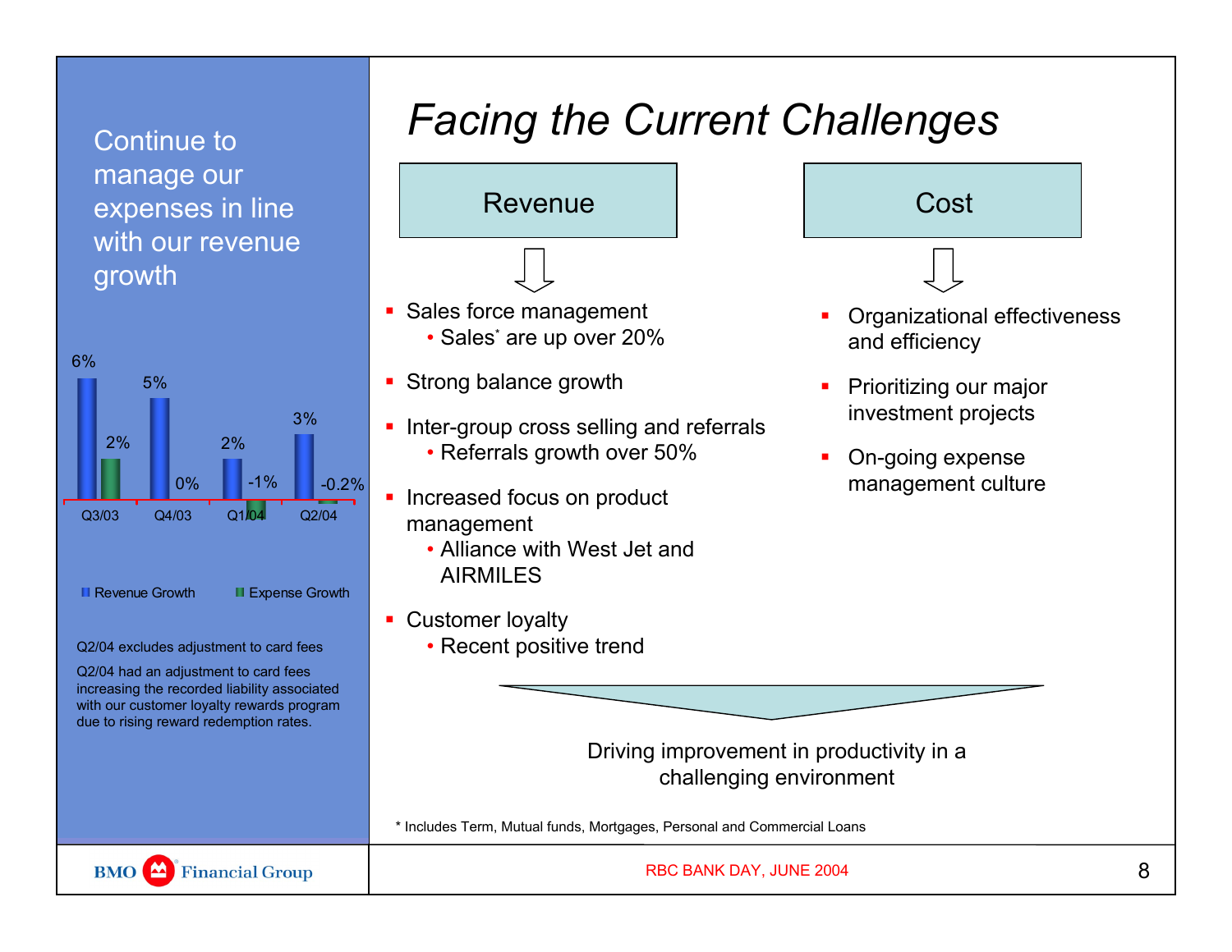# Facing the Current Challenges

Continue to manage our expenses in line with our revenue growth

| | Q3/03 | Q4/03 | Q1/04 | Q2/04 |
|---|---|---|---|---|
| Revenue Growth | 6% | 5% | 2% | 3% |
| Expense Growth | 2% | 0% | -1% | -0.2% |

Q2/04 excludes adjustment to card fees

Q2/04 had an adjustment to card fees increasing the recorded liability associated with our customer loyalty rewards program due to rising reward redemption rates.

## Revenue

- Sales force management
  - Sales* are up over 20%
- Strong balance growth
- Inter-group cross selling and referrals
  - Referrals growth over 50%
- Increased focus on product management
  - Alliance with West Jet and AIRMILES
- Customer loyalty
  - Recent positive trend

## Cost

- Organizational effectiveness and efficiency
- Prioritizing our major investment projects
- On-going expense management culture

Driving improvement in productivity in a challenging environment

\* Includes Term, Mutual funds, Mortgages, Personal and Commercial Loans

BMO Financial Group

RBC BANK DAY, JUNE 2004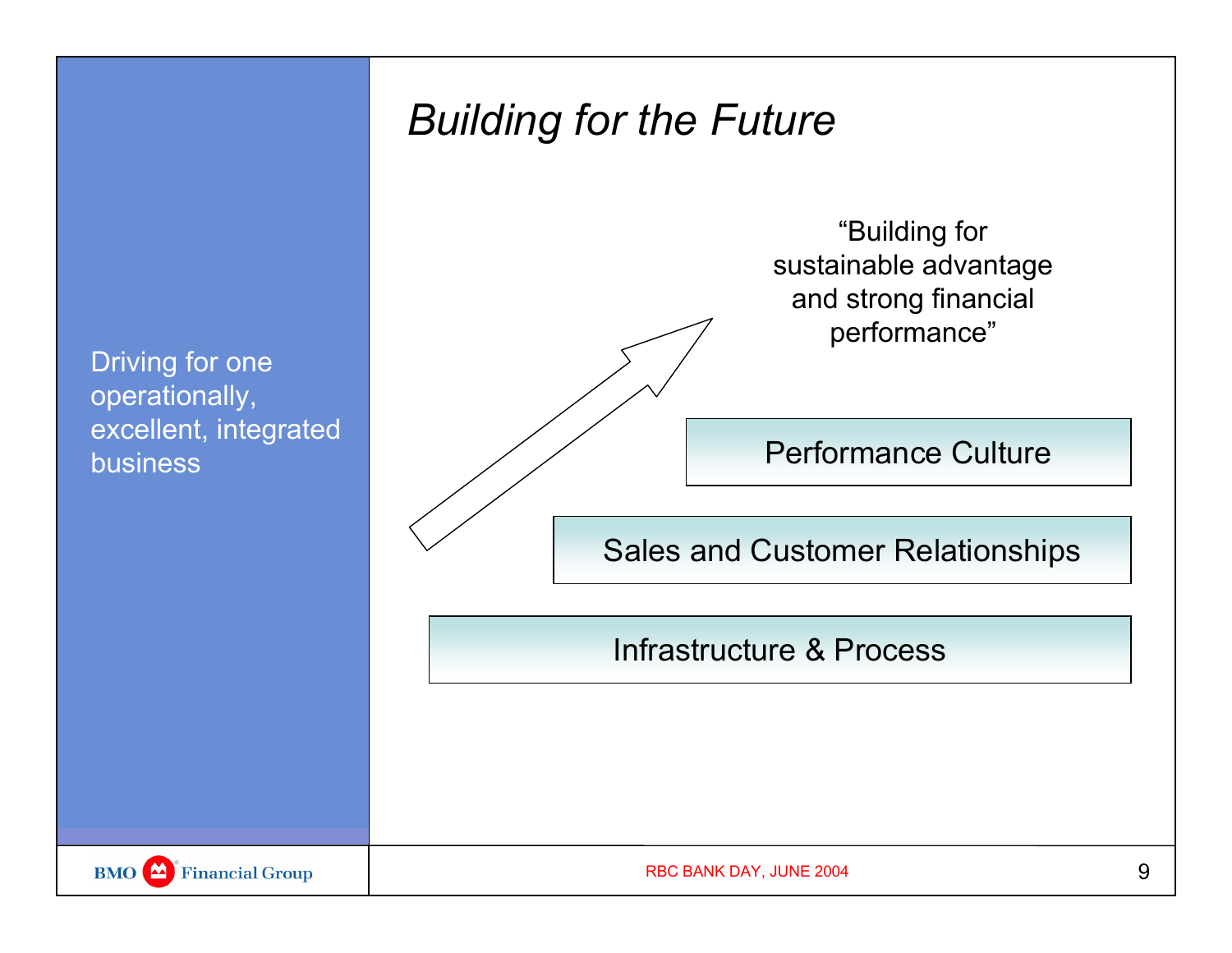Driving for one operationally, excellent, integrated business

# *Building for the Future*

"Building for sustainable advantage and strong financial performance"

Performance Culture

Sales and Customer Relationships

Infrastructure & Process